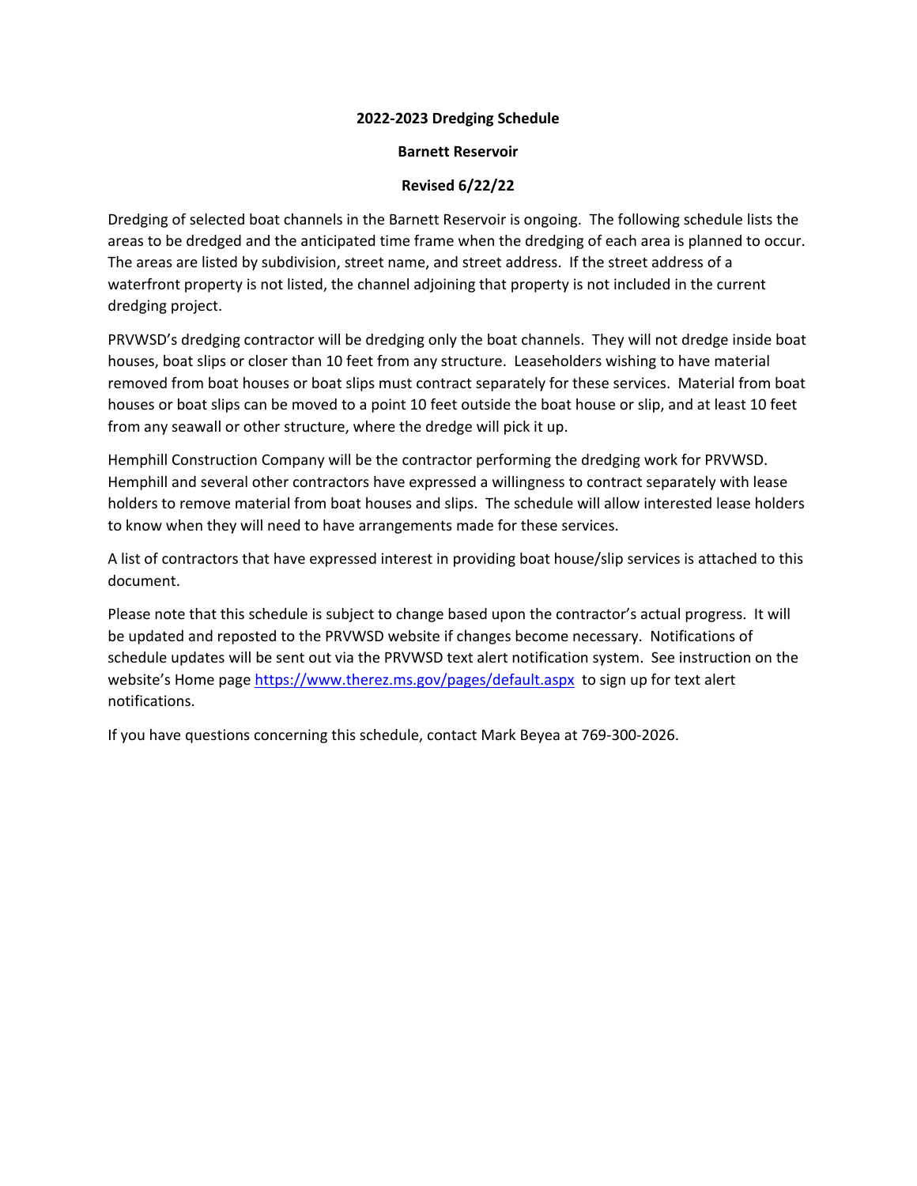**2022-2023 Dredging Schedule**

**Barnett Reservoir**

**Revised 6/22/22**

Dredging of selected boat channels in the Barnett Reservoir is ongoing. The following schedule lists the areas to be dredged and the anticipated time frame when the dredging of each area is planned to occur. The areas are listed by subdivision, street name, and street address. If the street address of a waterfront property is not listed, the channel adjoining that property is not included in the current dredging project.

PRVWSD's dredging contractor will be dredging only the boat channels. They will not dredge inside boat houses, boat slips or closer than 10 feet from any structure. Leaseholders wishing to have material removed from boat houses or boat slips must contract separately for these services. Material from boat houses or boat slips can be moved to a point 10 feet outside the boat house or slip, and at least 10 feet from any seawall or other structure, where the dredge will pick it up.

Hemphill Construction Company will be the contractor performing the dredging work for PRVWSD. Hemphill and several other contractors have expressed a willingness to contract separately with lease holders to remove material from boat houses and slips. The schedule will allow interested lease holders to know when they will need to have arrangements made for these services.

A list of contractors that have expressed interest in providing boat house/slip services is attached to this document.

Please note that this schedule is subject to change based upon the contractor's actual progress. It will be updated and reposted to the PRVWSD website if changes become necessary. Notifications of schedule updates will be sent out via the PRVWSD text alert notification system. See instruction on the website's Home page https://www.therez.ms.gov/pages/default.aspx to sign up for text alert notifications.

If you have questions concerning this schedule, contact Mark Beyea at 769-300-2026.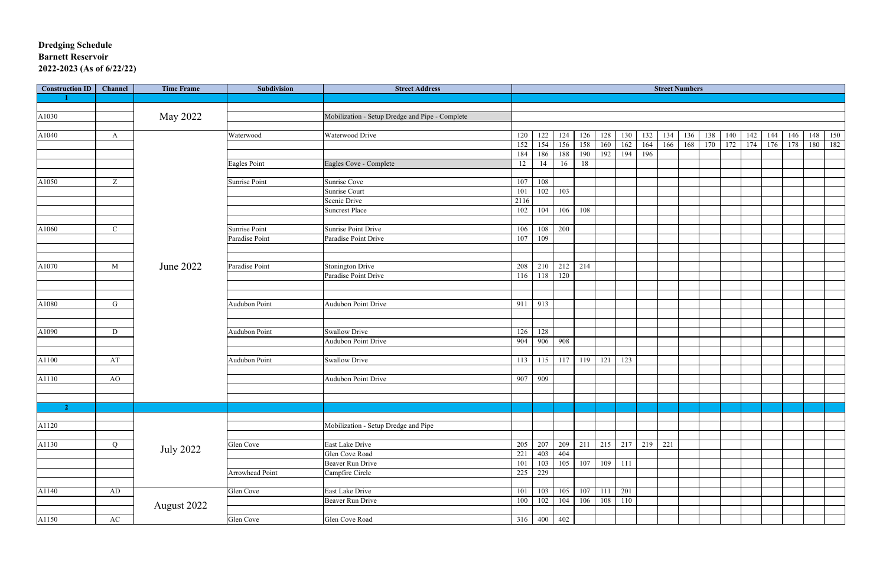**Dredging Schedule**
**Barnett Reservoir**
**2022-2023 (As of 6/22/22)**

| Construction ID | Channel | Time Frame | Subdivision | Street Address | Street Numbers | | | | | | | | | | | | | | | |
|---|---|---|---|---|---|---|---|---|---|---|---|---|---|---|---|---|---|---|---|---|
| **1** | | | | | | | | | | | | | | | | | | | | |
| A1030 | | May 2022 | | Mobilization - Setup Dredge and Pipe - Complete | | | | | | | | | | | | | | | | |
| A1040 | A | | Waterwood | Waterwood Drive | 120 | 122 | 124 | 126 | 128 | 130 | 132 | 134 | 136 | 138 | 140 | 142 | 144 | 146 | 148 | 150 |
| | | | | | 152 | 154 | 156 | 158 | 160 | 162 | 164 | 166 | 168 | 170 | 172 | 174 | 176 | 178 | 180 | 182 |
| | | | | | 184 | 186 | 188 | 190 | 192 | 194 | 196 | | | | | | | | | |
| | | | Eagles Point | Eagles Cove - Complete | 12 | 14 | 16 | 18 | | | | | | | | | | | | |
| A1050 | Z | | Sunrise Point | Sunrise Cove | 107 | 108 | | | | | | | | | | | | | | |
| | | | | Sunrise Court | 101 | 102 | 103 | | | | | | | | | | | | | |
| | | | | Scenic Drive | 2116 | | | | | | | | | | | | | | | |
| | | | | Suncrest Place | 102 | 104 | 106 | 108 | | | | | | | | | | | | |
| A1060 | C | | Sunrise Point | Sunrise Point Drive | 106 | 108 | 200 | | | | | | | | | | | | | |
| | | | Paradise Point | Paradise Point Drive | 107 | 109 | | | | | | | | | | | | | | |
| A1070 | M | June 2022 | Paradise Point | Stonington Drive | 208 | 210 | 212 | 214 | | | | | | | | | | | | |
| | | | | Paradise Point Drive | 116 | 118 | 120 | | | | | | | | | | | | | |
| A1080 | G | | Audubon Point | Audubon Point Drive | 911 | 913 | | | | | | | | | | | | | | |
| A1090 | D | | Audubon Point | Swallow Drive | 126 | 128 | | | | | | | | | | | | | | |
| | | | | Audubon Point Drive | 904 | 906 | 908 | | | | | | | | | | | | | |
| A1100 | AT | | Audubon Point | Swallow Drive | 113 | 115 | 117 | 119 | 121 | 123 | | | | | | | | | | |
| A1110 | AO | | | Audubon Point Drive | 907 | 909 | | | | | | | | | | | | | | |
| **2** | | | | | | | | | | | | | | | | | | | | |
| A1120 | | | | Mobilization - Setup Dredge and Pipe | | | | | | | | | | | | | | | | |
| A1130 | Q | July 2022 | Glen Cove | East Lake Drive | 205 | 207 | 209 | 211 | 215 | 217 | 219 | 221 | | | | | | | | |
| | | | | Glen Cove Road | 221 | 403 | 404 | | | | | | | | | | | | | |
| | | | | Beaver Run Drive | 101 | 103 | 105 | 107 | 109 | 111 | | | | | | | | | | |
| | | | Arrowhead Point | Campfire Circle | 225 | 229 | | | | | | | | | | | | | | |
| A1140 | AD | August 2022 | Glen Cove | East Lake Drive | 101 | 103 | 105 | 107 | 111 | 201 | | | | | | | | | | |
| | | | | Beaver Run Drive | 100 | 102 | 104 | 106 | 108 | 110 | | | | | | | | | | |
| A1150 | AC | | Glen Cove | Glen Cove Road | 316 | 400 | 402 | | | | | | | | | | | | | |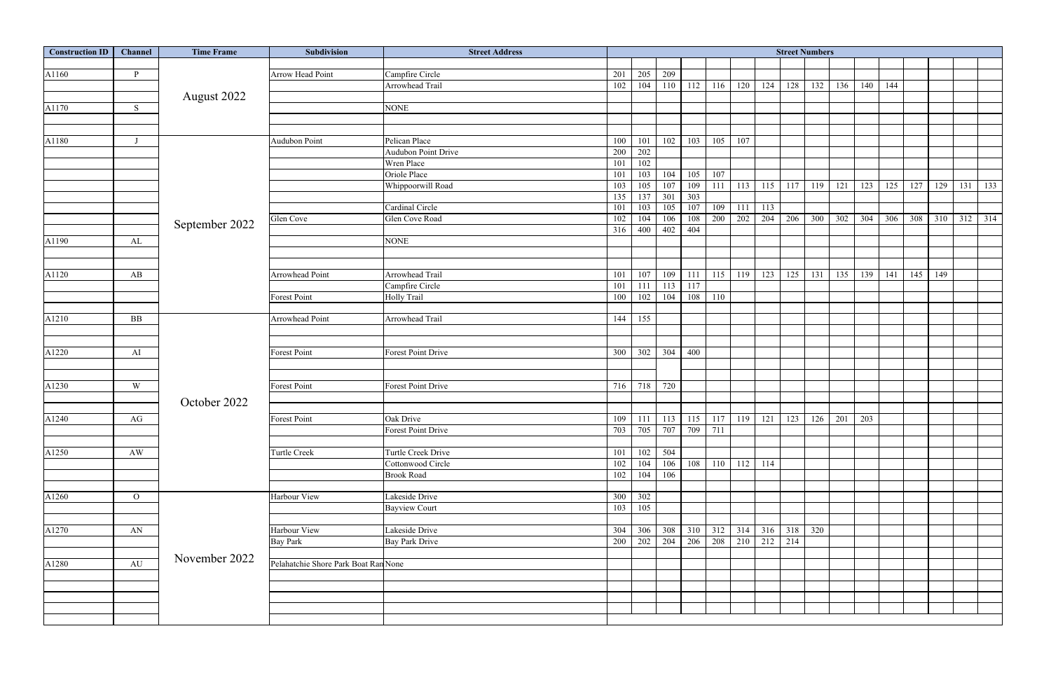| Construction ID | Channel | Time Frame | Subdivision | Street Address | Street Numbers | | | | | | | | | | | | | | | |
|---|---|---|---|---|---|---|---|---|---|---|---|---|---|---|---|---|---|---|---|---|
| A1160 | P | August 2022 | Arrow Head Point | Campfire Circle | 201 | 205 | 209 | | | | | | | | | | | | | |
| | | | | Arrowhead Trail | 102 | 104 | 110 | 112 | 116 | 120 | 124 | 128 | 132 | 136 | 140 | 144 | | | | |
| A1170 | S | | | NONE | | | | | | | | | | | | | | | | |
| A1180 | J | September 2022 | Audubon Point | Pelican Place | 100 | 101 | 102 | 103 | 105 | 107 | | | | | | | | | | |
| | | | | Audubon Point Drive | 200 | 202 | | | | | | | | | | | | | | |
| | | | | Wren Place | 101 | 102 | | | | | | | | | | | | | | |
| | | | | Oriole Place | 101 | 103 | 104 | 105 | 107 | | | | | | | | | | | |
| | | | | Whippoorwill Road | 103 | 105 | 107 | 109 | 111 | 113 | 115 | 117 | 119 | 121 | 123 | 125 | 127 | 129 | 131 | 133 |
| | | | | | 135 | 137 | 301 | 303 | | | | | | | | | | | | |
| | | | | Cardinal Circle | 101 | 103 | 105 | 107 | 109 | 111 | 113 | | | | | | | | | |
| | | | Glen Cove | Glen Cove Road | 102 | 104 | 106 | 108 | 200 | 202 | 204 | 206 | 300 | 302 | 304 | 306 | 308 | 310 | 312 | 314 |
| | | | | | 316 | 400 | 402 | 404 | | | | | | | | | | | | |
| A1190 | AL | | | NONE | | | | | | | | | | | | | | | | |
| A1120 | AB | | Arrowhead Point | Arrowhead Trail | 101 | 107 | 109 | 111 | 115 | 119 | 123 | 125 | 131 | 135 | 139 | 141 | 145 | 149 | | |
| | | | | Campfire Circle | 101 | 111 | 113 | 117 | | | | | | | | | | | | |
| | | | Forest Point | Holly Trail | 100 | 102 | 104 | 108 | 110 | | | | | | | | | | | |
| A1210 | BB | October 2022 | Arrowhead Point | Arrowhead Trail | 144 | 155 | | | | | | | | | | | | | | |
| A1220 | AI | | Forest Point | Forest Point Drive | 300 | 302 | 304 | 400 | | | | | | | | | | | | |
| A1230 | W | | Forest Point | Forest Point Drive | 716 | 718 | 720 | | | | | | | | | | | | | |
| A1240 | AG | | Forest Point | Oak Drive | 109 | 111 | 113 | 115 | 117 | 119 | 121 | 123 | 126 | 201 | 203 | | | | | |
| | | | | Forest Point Drive | 703 | 705 | 707 | 709 | 711 | | | | | | | | | | | |
| A1250 | AW | | Turtle Creek | Turtle Creek Drive | 101 | 102 | 504 | | | | | | | | | | | | | |
| | | | | Cottonwood Circle | 102 | 104 | 106 | 108 | 110 | 112 | 114 | | | | | | | | | |
| | | | | Brook Road | 102 | 104 | 106 | | | | | | | | | | | | | |
| A1260 | O | November 2022 | Harbour View | Lakeside Drive | 300 | 302 | | | | | | | | | | | | | | |
| | | | | Bayview Court | 103 | 105 | | | | | | | | | | | | | | |
| A1270 | AN | | Harbour View | Lakeside Drive | 304 | 306 | 308 | 310 | 312 | 314 | 316 | 318 | 320 | | | | | | | |
| | | | Bay Park | Bay Park Drive | 200 | 202 | 204 | 206 | 208 | 210 | 212 | 214 | | | | | | | | |
| A1280 | AU | | Pelahatchie Shore Park Boat Ran | None | | | | | | | | | | | | | | | | |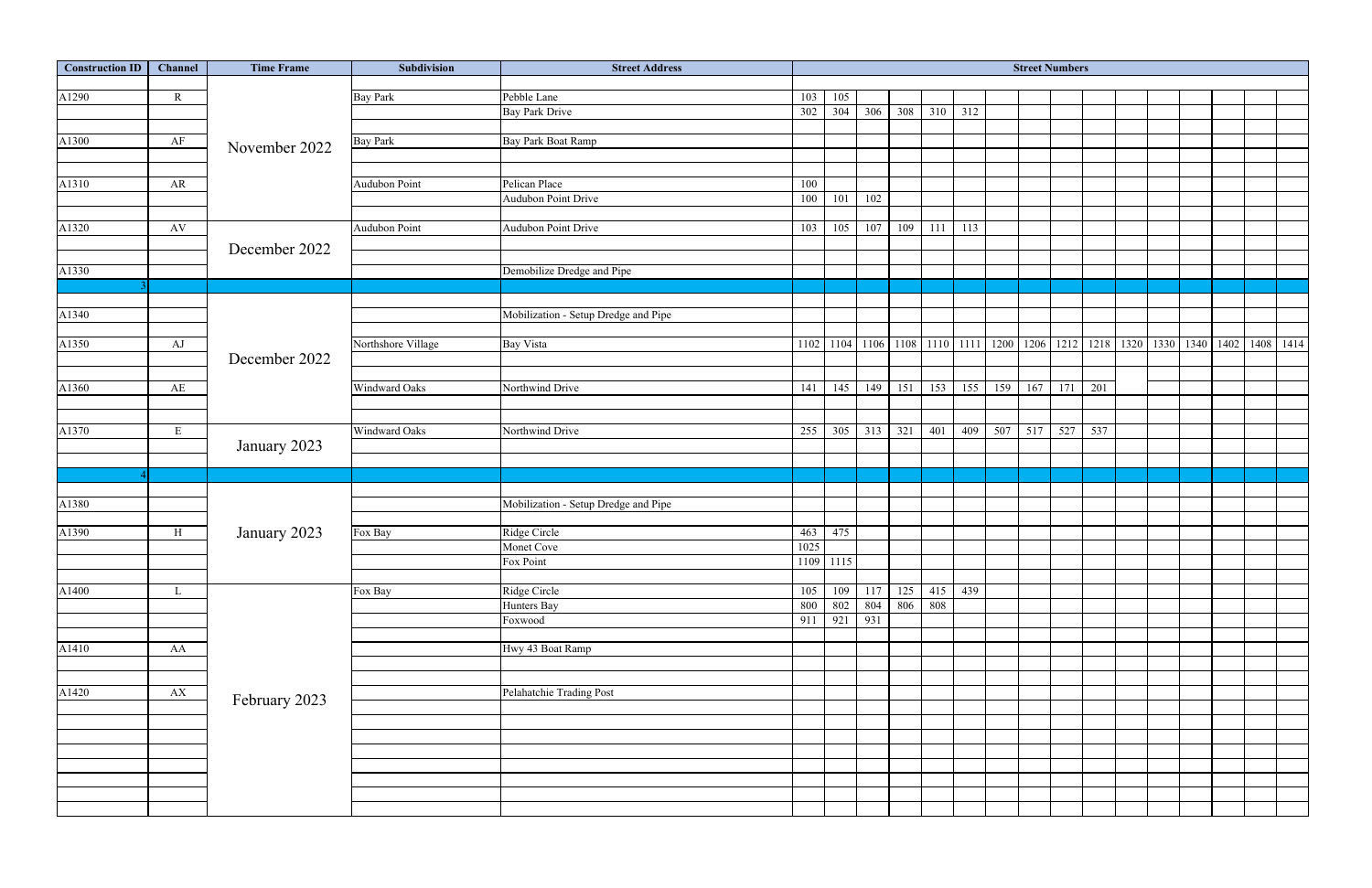| Construction ID | Channel | Time Frame | Subdivision | Street Address | Street Numbers | | | | | | | | | | | | | | | |
|---|---|---|---|---|---|---|---|---|---|---|---|---|---|---|---|---|---|---|---|---|
| A1290 | R | November 2022 | Bay Park | Pebble Lane | 103 | 105 | | | | | | | | | | | | | | |
| | | | | Bay Park Drive | 302 | 304 | 306 | 308 | 310 | 312 | | | | | | | | | | |
| A1300 | AF | | Bay Park | Bay Park Boat Ramp | | | | | | | | | | | | | | | | |
| A1310 | AR | | Audubon Point | Pelican Place | 100 | | | | | | | | | | | | | | | |
| | | | | Audubon Point Drive | 100 | 101 | 102 | | | | | | | | | | | | | |
| A1320 | AV | December 2022 | Audubon Point | Audubon Point Drive | 103 | 105 | 107 | 109 | 111 | 113 | | | | | | | | | | |
| A1330 | | | | Demobilize Dredge and Pipe | | | | | | | | | | | | | | | | |
| 3 | | | | | | | | | | | | | | | | | | | | |
| A1340 | | December 2022 | | Mobilization - Setup Dredge and Pipe | | | | | | | | | | | | | | | | |
| A1350 | AJ | | Northshore Village | Bay Vista | 1102 | 1104 | 1106 | 1108 | 1110 | 1111 | 1200 | 1206 | 1212 | 1218 | 1320 | 1330 | 1340 | 1402 | 1408 | 1414 |
| A1360 | AE | | Windward Oaks | Northwind Drive | 141 | 145 | 149 | 151 | 153 | 155 | 159 | 167 | 171 | 201 | | | | | | |
| A1370 | E | January 2023 | Windward Oaks | Northwind Drive | 255 | 305 | 313 | 321 | 401 | 409 | 507 | 517 | 527 | 537 | | | | | | |
| 4 | | | | | | | | | | | | | | | | | | | | |
| A1380 | | January 2023 | | Mobilization - Setup Dredge and Pipe | | | | | | | | | | | | | | | | |
| A1390 | H | | Fox Bay | Ridge Circle | 463 | 475 | | | | | | | | | | | | | | |
| | | | | Monet Cove | 1025 | | | | | | | | | | | | | | | |
| | | | | Fox Point | 1109 | 1115 | | | | | | | | | | | | | | |
| A1400 | L | February 2023 | Fox Bay | Ridge Circle | 105 | 109 | 117 | 125 | 415 | 439 | | | | | | | | | | |
| | | | | Hunters Bay | 800 | 802 | 804 | 806 | 808 | | | | | | | | | | | |
| | | | | Foxwood | 911 | 921 | 931 | | | | | | | | | | | | | |
| A1410 | AA | | | Hwy 43 Boat Ramp | | | | | | | | | | | | | | | | |
| A1420 | AX | | | Pelahatchie Trading Post | | | | | | | | | | | | | | | | |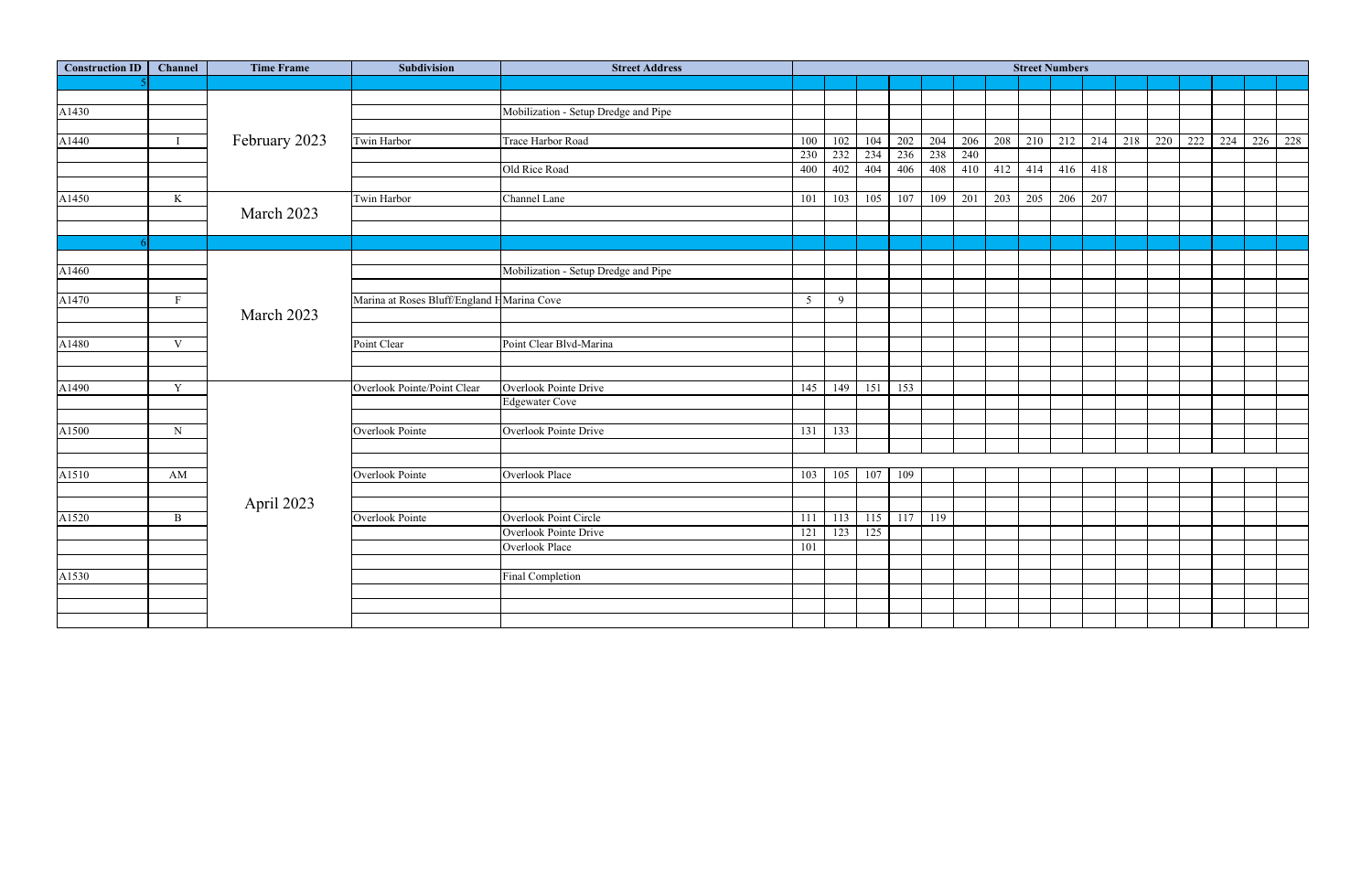| Construction ID | Channel | Time Frame | Subdivision | Street Address | Street Numbers | | | | | | | | | | | | | | | |
|---|---|---|---|---|---|---|---|---|---|---|---|---|---|---|---|---|---|---|---|---|
| 5 | | | | | | | | | | | | | | | | | | | | |
| | | | | | | | | | | | | | | | | | | | | |
| A1430 | | | | Mobilization - Setup Dredge and Pipe | | | | | | | | | | | | | | | | |
| | | | | | | | | | | | | | | | | | | | | |
| A1440 | I | February 2023 | Twin Harbor | Trace Harbor Road | 100 | 102 | 104 | 202 | 204 | 206 | 208 | 210 | 212 | 214 | 218 | 220 | 222 | 224 | 226 | 228 |
| | | | | | 230 | 232 | 234 | 236 | 238 | 240 | | | | | | | | | | |
| | | | | Old Rice Road | 400 | 402 | 404 | 406 | 408 | 410 | 412 | 414 | 416 | 418 | | | | | | |
| | | | | | | | | | | | | | | | | | | | | |
| A1450 | K | March 2023 | Twin Harbor | Channel Lane | 101 | 103 | 105 | 107 | 109 | 201 | 203 | 205 | 206 | 207 | | | | | | |
| | | | | | | | | | | | | | | | | | | | | |
| | | | | | | | | | | | | | | | | | | | | |
| 6 | | | | | | | | | | | | | | | | | | | | |
| | | | | | | | | | | | | | | | | | | | | |
| A1460 | | March 2023 | | Mobilization - Setup Dredge and Pipe | | | | | | | | | | | | | | | | |
| | | | | | | | | | | | | | | | | | | | | |
| A1470 | F | | Marina at Roses Bluff/England H | Marina Cove | 5 | 9 | | | | | | | | | | | | | | |
| | | | | | | | | | | | | | | | | | | | | |
| | | | | | | | | | | | | | | | | | | | | |
| A1480 | V | | Point Clear | Point Clear Blvd-Marina | | | | | | | | | | | | | | | | |
| | | | | | | | | | | | | | | | | | | | | |
| | | | | | | | | | | | | | | | | | | | | |
| A1490 | Y | April 2023 | Overlook Pointe/Point Clear | Overlook Pointe Drive | 145 | 149 | 151 | 153 | | | | | | | | | | | | |
| | | | | Edgewater Cove | | | | | | | | | | | | | | | | |
| | | | | | | | | | | | | | | | | | | | | |
| A1500 | N | | Overlook Pointe | Overlook Pointe Drive | 131 | 133 | | | | | | | | | | | | | | |
| | | | | | | | | | | | | | | | | | | | | |
| | | | | | | | | | | | | | | | | | | | | |
| A1510 | AM | | Overlook Pointe | Overlook Place | 103 | 105 | 107 | 109 | | | | | | | | | | | | |
| | | | | | | | | | | | | | | | | | | | | |
| | | | | | | | | | | | | | | | | | | | | |
| A1520 | B | | Overlook Pointe | Overlook Point Circle | 111 | 113 | 115 | 117 | 119 | | | | | | | | | | | |
| | | | | Overlook Pointe Drive | 121 | 123 | 125 | | | | | | | | | | | | | |
| | | | | Overlook Place | 101 | | | | | | | | | | | | | | | |
| | | | | | | | | | | | | | | | | | | | | |
| A1530 | | | | Final Completion | | | | | | | | | | | | | | | | |
| | | | | | | | | | | | | | | | | | | | | |
| | | | | | | | | | | | | | | | | | | | | |
| | | | | | | | | | | | | | | | | | | | | |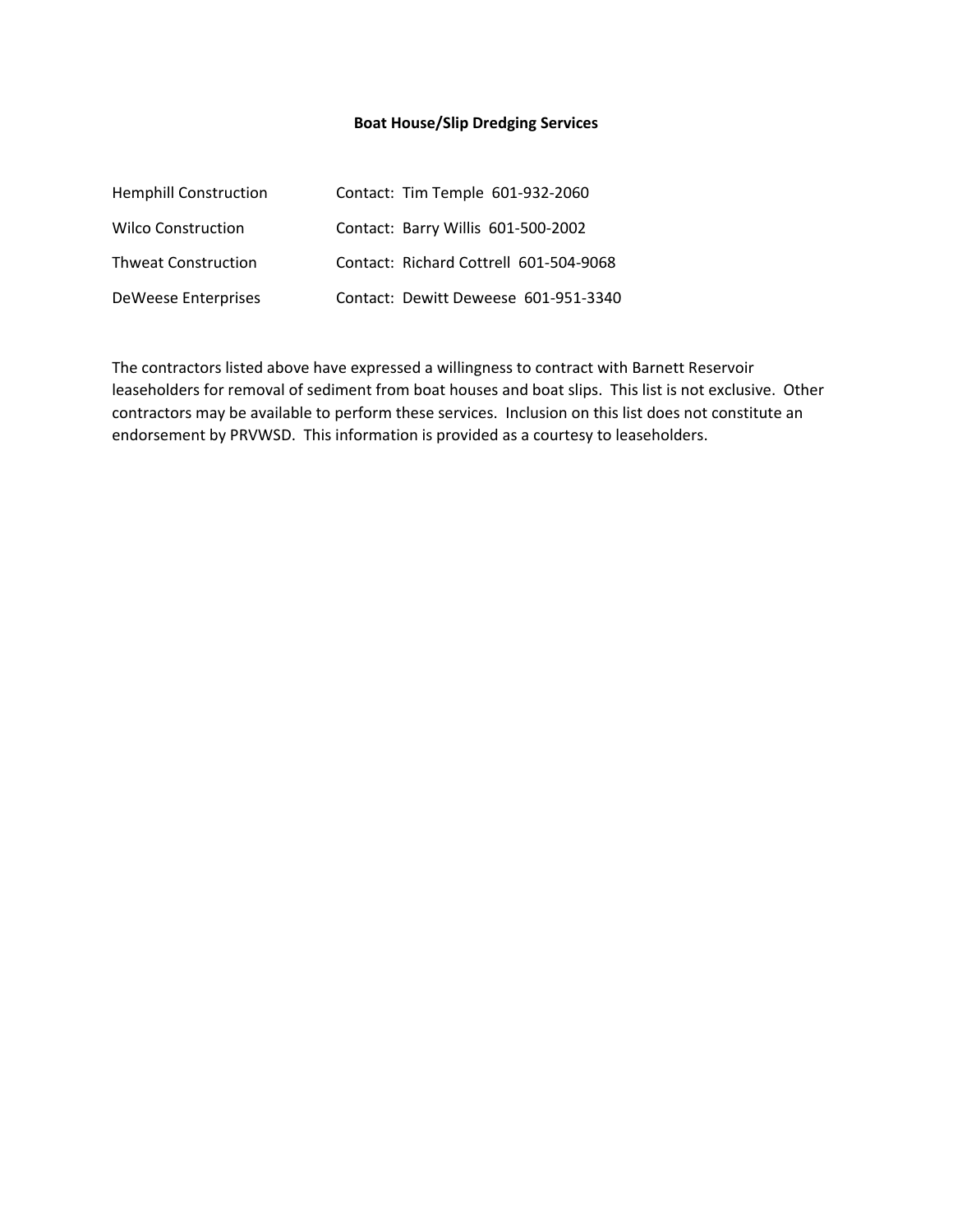**Boat House/Slip Dredging Services**

| | |
|---|---|
| Hemphill Construction | Contact: Tim Temple 601-932-2060 |
| Wilco Construction | Contact: Barry Willis 601-500-2002 |
| Thweat Construction | Contact: Richard Cottrell 601-504-9068 |
| DeWeese Enterprises | Contact: Dewitt Deweese 601-951-3340 |

The contractors listed above have expressed a willingness to contract with Barnett Reservoir leaseholders for removal of sediment from boat houses and boat slips. This list is not exclusive. Other contractors may be available to perform these services. Inclusion on this list does not constitute an endorsement by PRVWSD. This information is provided as a courtesy to leaseholders.